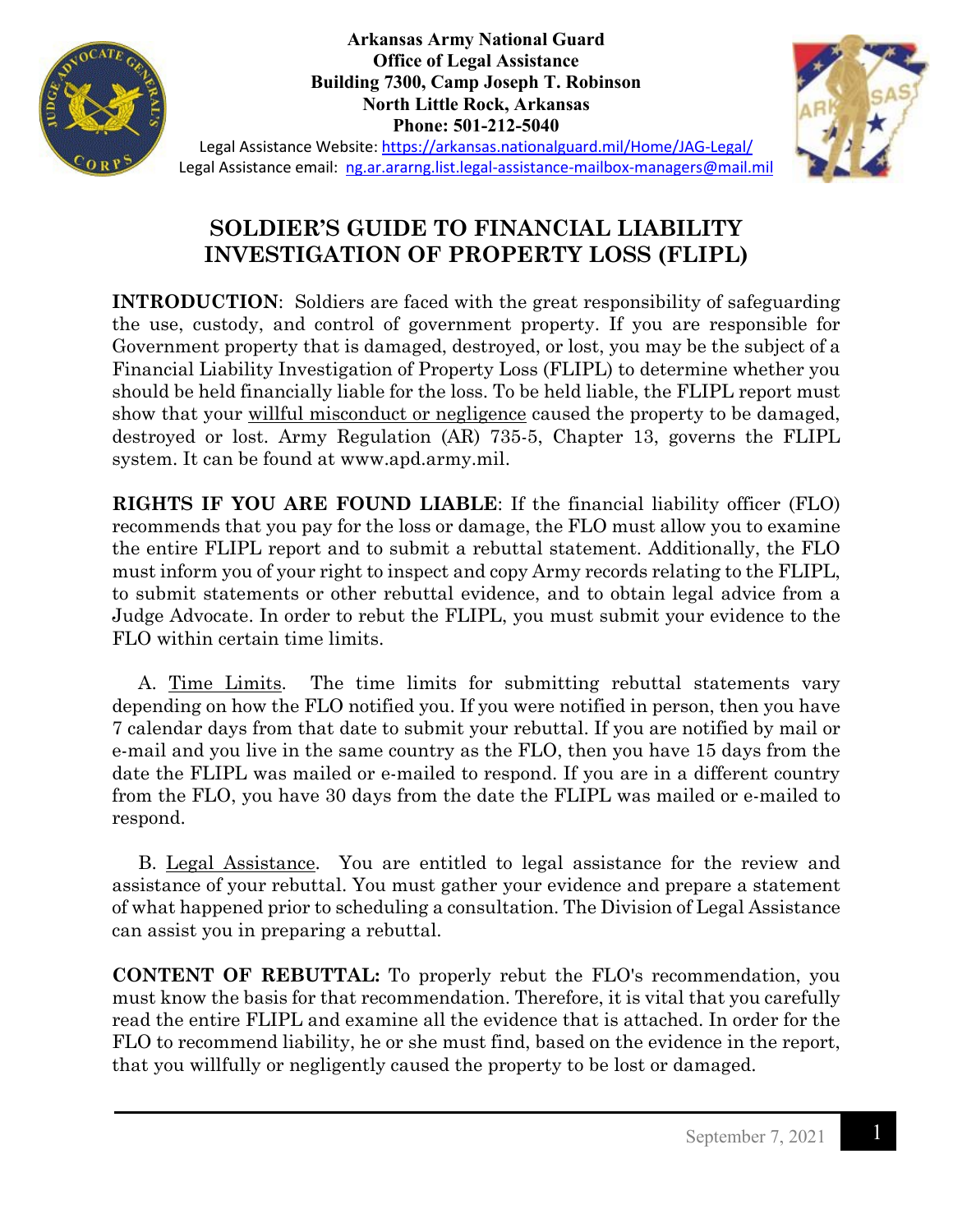**Arkansas Army National Guard**
**Office of Legal Assistance**
**Building 7300, Camp Joseph T. Robinson**
**North Little Rock, Arkansas**
**Phone: 501-212-5040**

Legal Assistance Website: https://arkansas.nationalguard.mil/Home/JAG-Legal/
Legal Assistance email: ng.ar.ararng.list.legal-assistance-mailbox-managers@mail.mil

# SOLDIER'S GUIDE TO FINANCIAL LIABILITY INVESTIGATION OF PROPERTY LOSS (FLIPL)

**INTRODUCTION**: Soldiers are faced with the great responsibility of safeguarding the use, custody, and control of government property. If you are responsible for Government property that is damaged, destroyed, or lost, you may be the subject of a Financial Liability Investigation of Property Loss (FLIPL) to determine whether you should be held financially liable for the loss. To be held liable, the FLIPL report must show that your willful misconduct or negligence caused the property to be damaged, destroyed or lost. Army Regulation (AR) 735-5, Chapter 13, governs the FLIPL system. It can be found at www.apd.army.mil.

**RIGHTS IF YOU ARE FOUND LIABLE**: If the financial liability officer (FLO) recommends that you pay for the loss or damage, the FLO must allow you to examine the entire FLIPL report and to submit a rebuttal statement. Additionally, the FLO must inform you of your right to inspect and copy Army records relating to the FLIPL, to submit statements or other rebuttal evidence, and to obtain legal advice from a Judge Advocate. In order to rebut the FLIPL, you must submit your evidence to the FLO within certain time limits.

A. Time Limits. The time limits for submitting rebuttal statements vary depending on how the FLO notified you. If you were notified in person, then you have 7 calendar days from that date to submit your rebuttal. If you are notified by mail or e-mail and you live in the same country as the FLO, then you have 15 days from the date the FLIPL was mailed or e-mailed to respond. If you are in a different country from the FLO, you have 30 days from the date the FLIPL was mailed or e-mailed to respond.

B. Legal Assistance. You are entitled to legal assistance for the review and assistance of your rebuttal. You must gather your evidence and prepare a statement of what happened prior to scheduling a consultation. The Division of Legal Assistance can assist you in preparing a rebuttal.

**CONTENT OF REBUTTAL:** To properly rebut the FLO's recommendation, you must know the basis for that recommendation. Therefore, it is vital that you carefully read the entire FLIPL and examine all the evidence that is attached. In order for the FLO to recommend liability, he or she must find, based on the evidence in the report, that you willfully or negligently caused the property to be lost or damaged.

September 7, 2021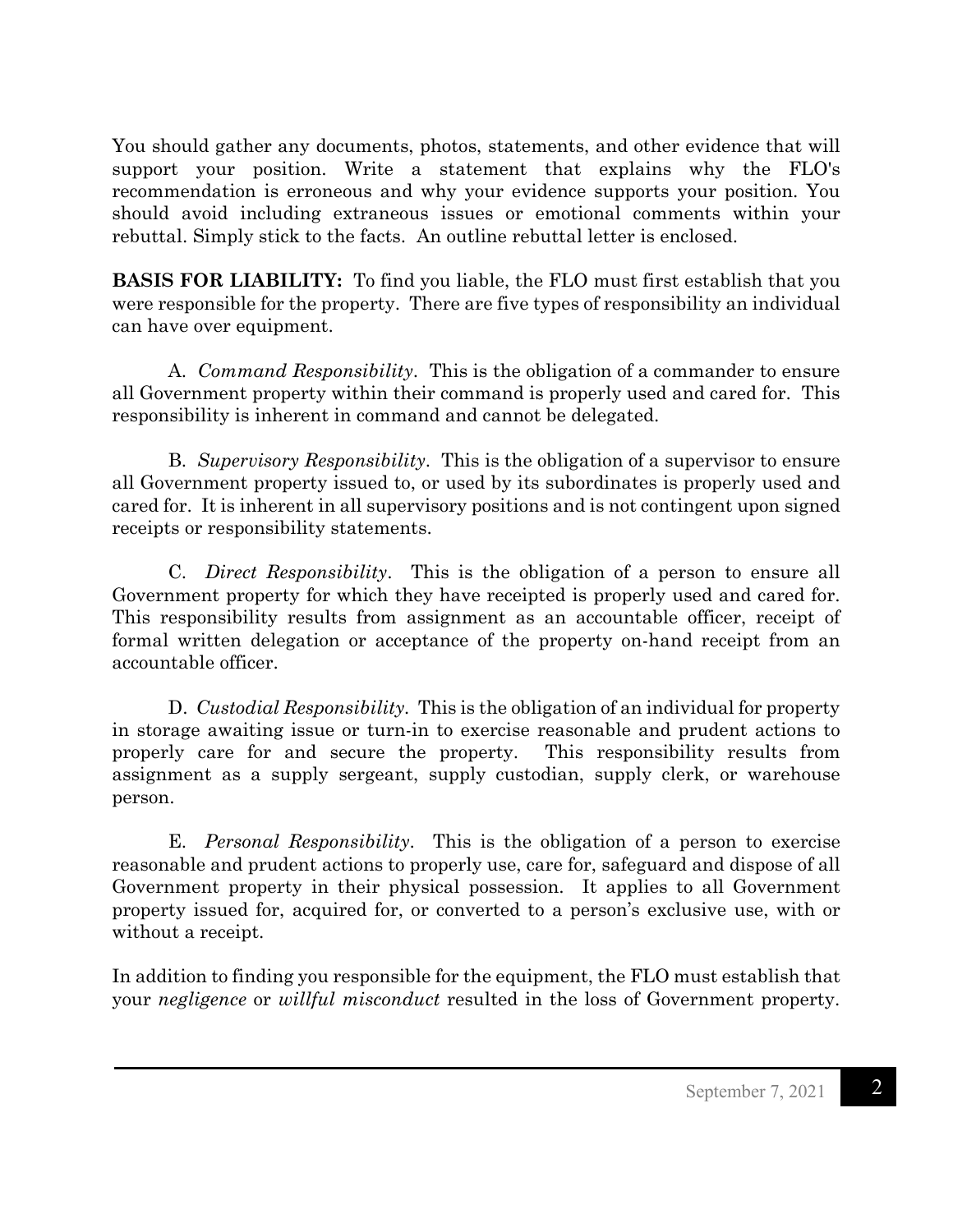You should gather any documents, photos, statements, and other evidence that will support your position. Write a statement that explains why the FLO's recommendation is erroneous and why your evidence supports your position. You should avoid including extraneous issues or emotional comments within your rebuttal. Simply stick to the facts. An outline rebuttal letter is enclosed.

**BASIS FOR LIABILITY:** To find you liable, the FLO must first establish that you were responsible for the property. There are five types of responsibility an individual can have over equipment.

A. *Command Responsibility*. This is the obligation of a commander to ensure all Government property within their command is properly used and cared for. This responsibility is inherent in command and cannot be delegated.

B. *Supervisory Responsibility*. This is the obligation of a supervisor to ensure all Government property issued to, or used by its subordinates is properly used and cared for. It is inherent in all supervisory positions and is not contingent upon signed receipts or responsibility statements.

C. *Direct Responsibility*. This is the obligation of a person to ensure all Government property for which they have receipted is properly used and cared for. This responsibility results from assignment as an accountable officer, receipt of formal written delegation or acceptance of the property on-hand receipt from an accountable officer.

D. *Custodial Responsibility*. This is the obligation of an individual for property in storage awaiting issue or turn-in to exercise reasonable and prudent actions to properly care for and secure the property. This responsibility results from assignment as a supply sergeant, supply custodian, supply clerk, or warehouse person.

E. *Personal Responsibility*. This is the obligation of a person to exercise reasonable and prudent actions to properly use, care for, safeguard and dispose of all Government property in their physical possession. It applies to all Government property issued for, acquired for, or converted to a person's exclusive use, with or without a receipt.

In addition to finding you responsible for the equipment, the FLO must establish that your *negligence* or *willful misconduct* resulted in the loss of Government property.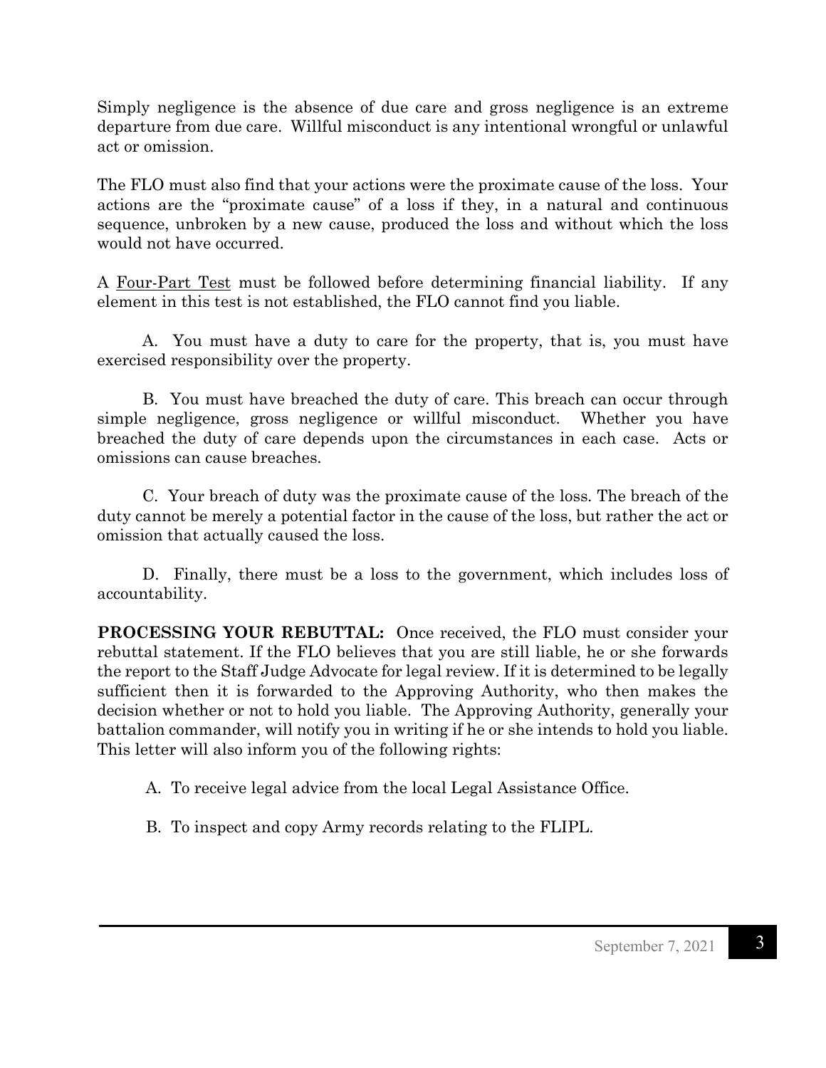Simply negligence is the absence of due care and gross negligence is an extreme departure from due care. Willful misconduct is any intentional wrongful or unlawful act or omission.

The FLO must also find that your actions were the proximate cause of the loss. Your actions are the "proximate cause" of a loss if they, in a natural and continuous sequence, unbroken by a new cause, produced the loss and without which the loss would not have occurred.

A Four-Part Test must be followed before determining financial liability. If any element in this test is not established, the FLO cannot find you liable.

A. You must have a duty to care for the property, that is, you must have exercised responsibility over the property.

B. You must have breached the duty of care. This breach can occur through simple negligence, gross negligence or willful misconduct. Whether you have breached the duty of care depends upon the circumstances in each case. Acts or omissions can cause breaches.

C. Your breach of duty was the proximate cause of the loss. The breach of the duty cannot be merely a potential factor in the cause of the loss, but rather the act or omission that actually caused the loss.

D. Finally, there must be a loss to the government, which includes loss of accountability.

**PROCESSING YOUR REBUTTAL:** Once received, the FLO must consider your rebuttal statement. If the FLO believes that you are still liable, he or she forwards the report to the Staff Judge Advocate for legal review. If it is determined to be legally sufficient then it is forwarded to the Approving Authority, who then makes the decision whether or not to hold you liable. The Approving Authority, generally your battalion commander, will notify you in writing if he or she intends to hold you liable. This letter will also inform you of the following rights:

A. To receive legal advice from the local Legal Assistance Office.

B. To inspect and copy Army records relating to the FLIPL.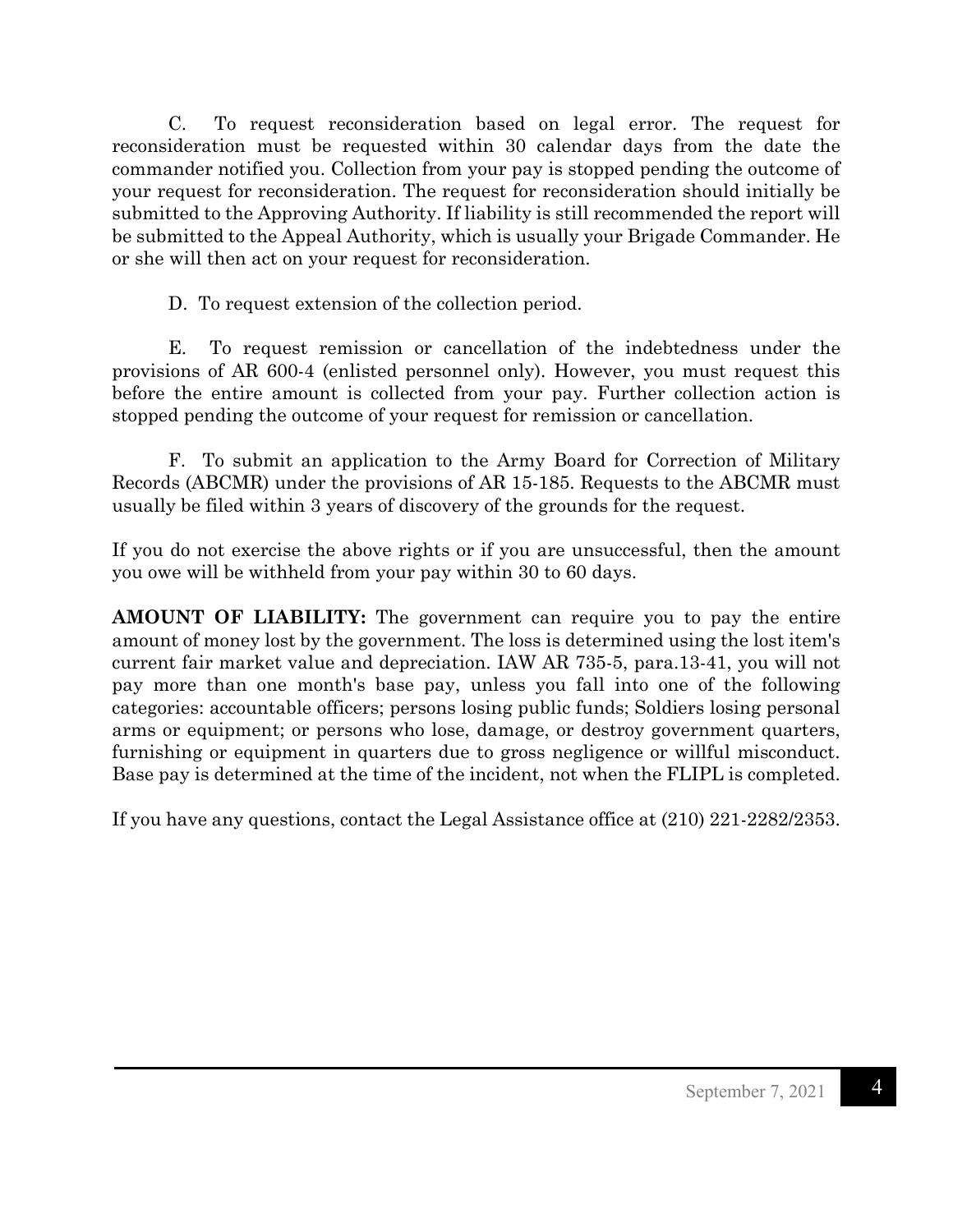C. To request reconsideration based on legal error. The request for reconsideration must be requested within 30 calendar days from the date the commander notified you. Collection from your pay is stopped pending the outcome of your request for reconsideration. The request for reconsideration should initially be submitted to the Approving Authority. If liability is still recommended the report will be submitted to the Appeal Authority, which is usually your Brigade Commander. He or she will then act on your request for reconsideration.

D. To request extension of the collection period.

E. To request remission or cancellation of the indebtedness under the provisions of AR 600-4 (enlisted personnel only). However, you must request this before the entire amount is collected from your pay. Further collection action is stopped pending the outcome of your request for remission or cancellation.

F. To submit an application to the Army Board for Correction of Military Records (ABCMR) under the provisions of AR 15-185. Requests to the ABCMR must usually be filed within 3 years of discovery of the grounds for the request.

If you do not exercise the above rights or if you are unsuccessful, then the amount you owe will be withheld from your pay within 30 to 60 days.

**AMOUNT OF LIABILITY:** The government can require you to pay the entire amount of money lost by the government. The loss is determined using the lost item's current fair market value and depreciation. IAW AR 735-5, para.13-41, you will not pay more than one month's base pay, unless you fall into one of the following categories: accountable officers; persons losing public funds; Soldiers losing personal arms or equipment; or persons who lose, damage, or destroy government quarters, furnishing or equipment in quarters due to gross negligence or willful misconduct. Base pay is determined at the time of the incident, not when the FLIPL is completed.

If you have any questions, contact the Legal Assistance office at (210) 221-2282/2353.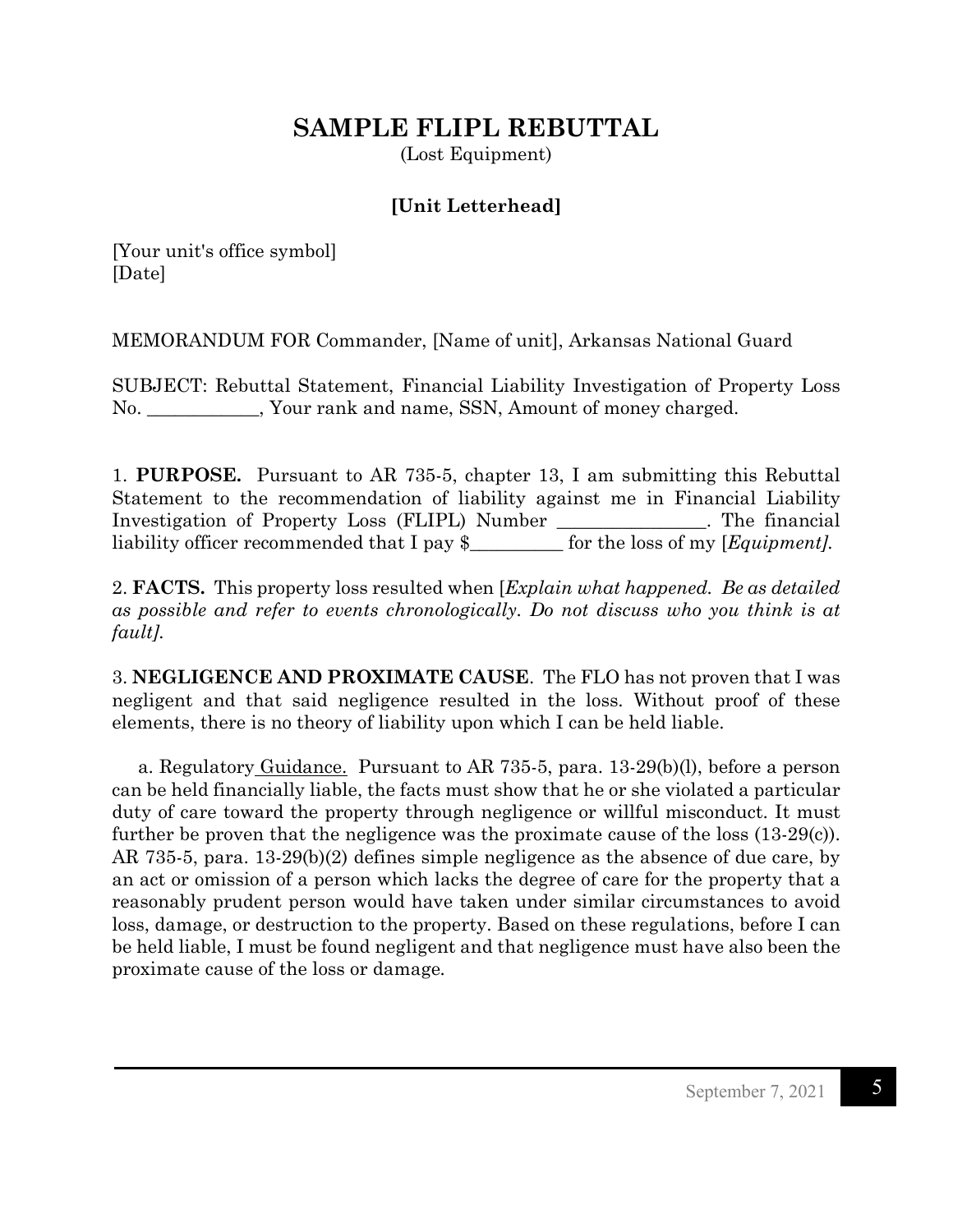# SAMPLE FLIPL REBUTTAL

(Lost Equipment)

**[Unit Letterhead]**

[Your unit's office symbol]
[Date]

MEMORANDUM FOR Commander, [Name of unit], Arkansas National Guard

SUBJECT: Rebuttal Statement, Financial Liability Investigation of Property Loss No. ____________, Your rank and name, SSN, Amount of money charged.

1. **PURPOSE.** Pursuant to AR 735-5, chapter 13, I am submitting this Rebuttal Statement to the recommendation of liability against me in Financial Liability Investigation of Property Loss (FLIPL) Number ________________. The financial liability officer recommended that I pay $__________ for the loss of my [*Equipment]*.

2. **FACTS.** This property loss resulted when [*Explain what happened. Be as detailed as possible and refer to events chronologically. Do not discuss who you think is at fault]*.

3. **NEGLIGENCE AND PROXIMATE CAUSE**. The FLO has not proven that I was negligent and that said negligence resulted in the loss. Without proof of these elements, there is no theory of liability upon which I can be held liable.

a. Regulatory Guidance. Pursuant to AR 735-5, para. 13-29(b)(l), before a person can be held financially liable, the facts must show that he or she violated a particular duty of care toward the property through negligence or willful misconduct. It must further be proven that the negligence was the proximate cause of the loss (13-29(c)). AR 735-5, para. 13-29(b)(2) defines simple negligence as the absence of due care, by an act or omission of a person which lacks the degree of care for the property that a reasonably prudent person would have taken under similar circumstances to avoid loss, damage, or destruction to the property. Based on these regulations, before I can be held liable, I must be found negligent and that negligence must have also been the proximate cause of the loss or damage.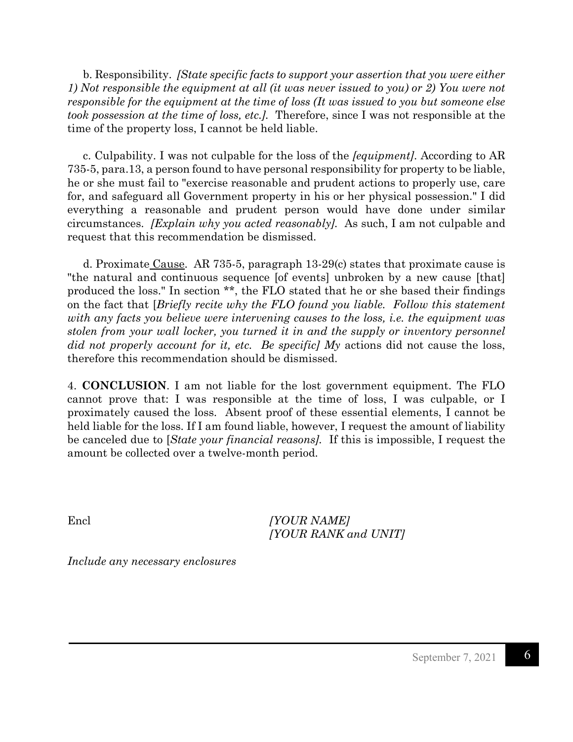b. Responsibility. *[State specific facts to support your assertion that you were either 1) Not responsible the equipment at all (it was never issued to you) or 2) You were not responsible for the equipment at the time of loss (It was issued to you but someone else took possession at the time of loss, etc.].* Therefore, since I was not responsible at the time of the property loss, I cannot be held liable.

c. Culpability. I was not culpable for the loss of the *[equipment]*. According to AR 735-5, para.13, a person found to have personal responsibility for property to be liable, he or she must fail to "exercise reasonable and prudent actions to properly use, care for, and safeguard all Government property in his or her physical possession." I did everything a reasonable and prudent person would have done under similar circumstances. *[Explain why you acted reasonably].* As such, I am not culpable and request that this recommendation be dismissed.

d. Proximate Cause. AR 735-5, paragraph 13-29(c) states that proximate cause is "the natural and continuous sequence [of events] unbroken by a new cause [that] produced the loss." In section **, the FLO stated that he or she based their findings on the fact that [*Briefly recite why the FLO found you liable. Follow this statement with any facts you believe were intervening causes to the loss, i.e. the equipment was stolen from your wall locker, you turned it in and the supply or inventory personnel did not properly account for it, etc. Be specific] My* actions did not cause the loss, therefore this recommendation should be dismissed.

4. **CONCLUSION**. I am not liable for the lost government equipment. The FLO cannot prove that: I was responsible at the time of loss, I was culpable, or I proximately caused the loss. Absent proof of these essential elements, I cannot be held liable for the loss. If I am found liable, however, I request the amount of liability be canceled due to [*State your financial reasons].* If this is impossible, I request the amount be collected over a twelve-month period.

Encl

*[YOUR NAME]*
*[YOUR RANK and UNIT]*

*Include any necessary enclosures*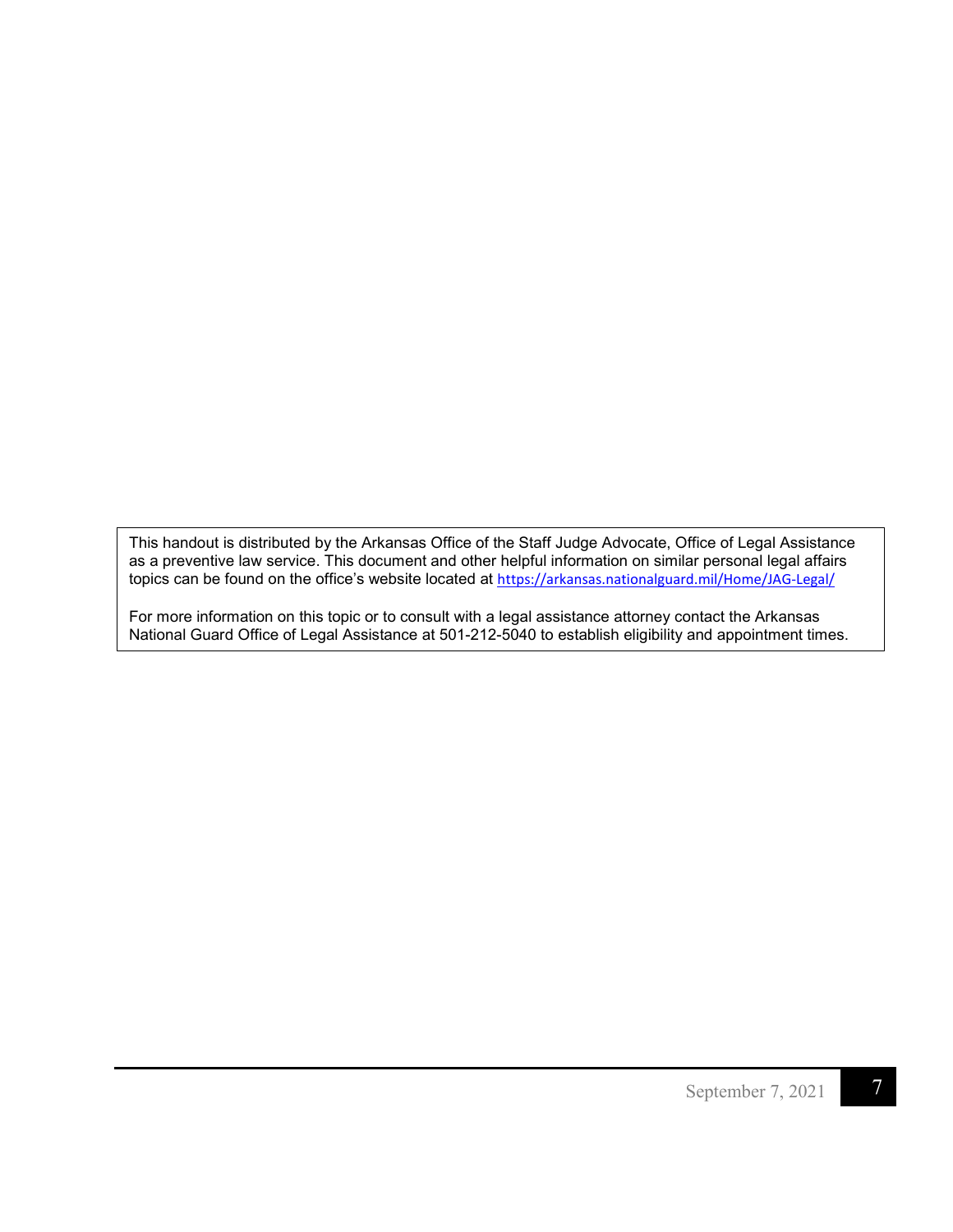This handout is distributed by the Arkansas Office of the Staff Judge Advocate, Office of Legal Assistance as a preventive law service. This document and other helpful information on similar personal legal affairs topics can be found on the office's website located at https://arkansas.nationalguard.mil/Home/JAG-Legal/

For more information on this topic or to consult with a legal assistance attorney contact the Arkansas National Guard Office of Legal Assistance at 501-212-5040 to establish eligibility and appointment times.